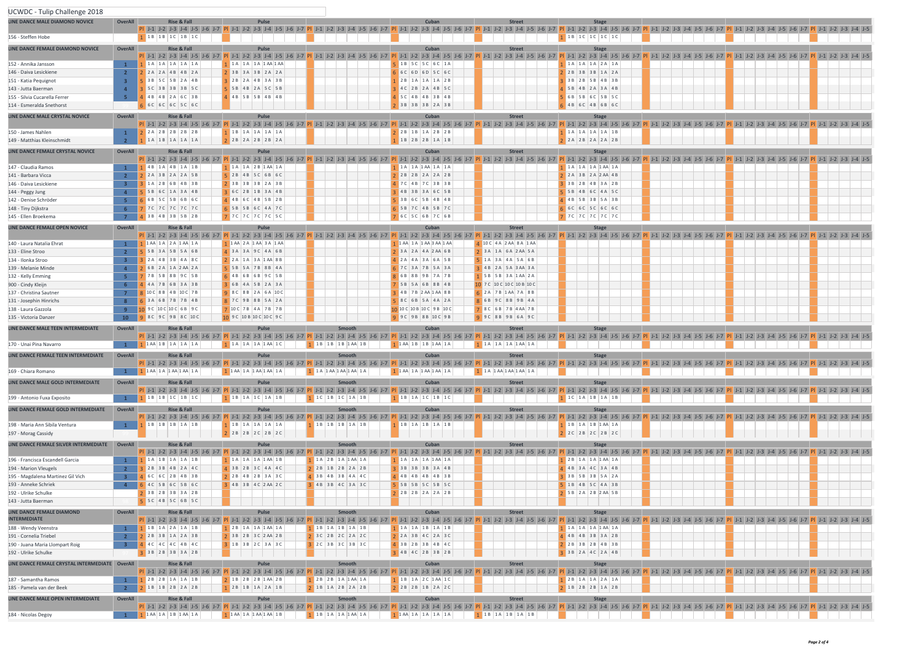# UCWDC - Tulip Challenge 2018

In each dance, "Pl" is the placement and "J-1 … J-5" lists the five judges' marks in order, separated by spaces. Columns J-6 and J-7, and the unnamed dance sections, are empty on the page.

## LINE DANCE MALE DIAMOND NOVICE

| Dancer | OverAll | Rise & Fall Pl | Rise & Fall J-1 … J-5 | Pulse Pl | Pulse J-1 … J-5 | Cuban Pl | Cuban J-1 … J-5 | Street Pl | Street J-1 … J-5 | Stage Pl | Stage J-1 … J-5 |
|---|---|---|---|---|---|---|---|---|---|---|---|
| 156 - Steffen Hobe | | 1 | 1B 1B 1C 1B 1C | | | | | | | 1 | 1B 1C 1C 1C 1C |

## LINE DANCE FEMALE DIAMOND NOVICE

| Dancer | OverAll | Rise & Fall Pl | Rise & Fall J-1 … J-5 | Pulse Pl | Pulse J-1 … J-5 | Cuban Pl | Cuban J-1 … J-5 | Street Pl | Street J-1 … J-5 | Stage Pl | Stage J-1 … J-5 |
|---|---|---|---|---|---|---|---|---|---|---|---|
| 152 - Annika Jansson | 1 | 1 | 1A 1A 1A 1A 1A | 1 | 1A 1A 1A 1AA 1AA | 5 | 1B 5C 5C 6C 1A | | | 1 | 1A 1A 1A 2A 1A |
| 146 - Daiva Lesickiene | 2 | 2 | 2A 2A 4B 4B 2A | 2 | 3B 3A 3B 2A 2A | 6 | 6C 6D 6D 5C 6C | | | 2 | 2B 3B 3B 1A 2A |
| 151 - Katia Pequignot | 3 | 5 | 3B 5C 5B 2A 4B | 3 | 2B 2A 4B 3A 3B | 1 | 2B 1A 1A 1A 2B | | | 3 | 3B 2B 5B 4B 3B |
| 143 - Jutta Baerman | 4 | 3 | 5C 3B 3B 3B 5C | 5 | 5B 4B 2A 5C 5B | 3 | 4C 2B 2A 4B 5C | | | 4 | 5B 4B 2A 3A 4B |
| 155 - Silvia Cucarella Ferrer | 5 | 4 | 4B 4B 2A 6C 3B | 4 | 4B 5B 5B 4B 4B | 4 | 5C 4B 4B 3B 4B | | | 5 | 6B 5B 6C 5B 5C |
| 114 - Esmeralda Snethorst | | 6 | 6C 6C 6C 5C 6C | | | 2 | 3B 3B 3B 2A 3B | | | 6 | 4B 6C 4B 6B 6C |

## LINE DANCE MALE CRYSTAL NOVICE

| Dancer | OverAll | Rise & Fall Pl | Rise & Fall J-1 … J-5 | Pulse Pl | Pulse J-1 … J-5 | Cuban Pl | Cuban J-1 … J-5 | Street Pl | Street J-1 … J-5 | Stage Pl | Stage J-1 … J-5 |
|---|---|---|---|---|---|---|---|---|---|---|---|
| 150 - James Nahlen | 1 | 2 | 2A 2B 2B 2B 2B | 1 | 1B 1A 1A 1A 1A | 2 | 2B 1B 1A 2B 2B | | | 1 | 1A 1A 1A 1A 1B |
| 149 - Matthias Kleinschmidt | 2 | 1 | 1A 1B 1A 1A 1A | 2 | 2B 2A 2B 2B 2A | 1 | 1B 2B 2B 1A 1B | | | 2 | 2A 2B 2A 2A 2B |

## LINE DANCE FEMALE CRYSTAL NOVICE

| Dancer | OverAll | Rise & Fall Pl | Rise & Fall J-1 … J-5 | Pulse Pl | Pulse J-1 … J-5 | Cuban Pl | Cuban J-1 … J-5 | Street Pl | Street J-1 … J-5 | Stage Pl | Stage J-1 … J-5 |
|---|---|---|---|---|---|---|---|---|---|---|---|
| 147 - Claudia Ramos | 1 | 1 | 4B 1A 4B 1A 1B | 1 | 1A 1A 2B 1AA 1A | 1 | 1A 1A 1AA 1A 1A | | | 1 | 1A 1A 1A 1AA 1A |
| 141 - Barbara Vicca | 2 | 2 | 2A 3B 2A 2A 5B | 5 | 2B 4B 5C 6B 6C | 2 | 2B 2B 2A 2A 2B | | | 2 | 2A 3B 2A 2AA 4B |
| 146 - Daiva Lesickiene | 3 | 3 | 1A 2B 6B 4B 3B | 2 | 3B 3B 3B 2A 3B | 4 | 7C 4B 7C 3B 3B | | | 3 | 3B 2B 4B 3A 2B |
| 144 - Peggy Jung | 4 | 5 | 5B 6C 1A 3A 4B | 3 | 6C 2B 1B 3A 4B | 3 | 4B 3B 3A 6C 5B | | | 5 | 5B 4B 6C 4A 5C |
| 142 - Denise Schröder | 5 | 6 | 6B 5C 5B 6B 6C | 4 | 4B 6C 4B 5B 2B | 5 | 3B 6C 5B 4B 4B | | | 4 | 4B 5B 3B 5A 3B |
| 148 - Tiny Dijkstra | 6 | 7 | 7C 7C 7C 7C 7C | 6 | 5B 5B 6C 4A 7C | 6 | 5B 7C 4B 5B 7C | | | 6 | 6C 6C 5C 6C 6C |
| 145 - Ellen Broekema | 7 | 4 | 3B 4B 3B 5B 2B | 7 | 7C 7C 7C 7C 5C | 7 | 6C 5C 6B 7C 6B | | | 7 | 7C 7C 7C 7C 7C |

## LINE DANCE FEMALE OPEN NOVICE

| Dancer | OverAll | Rise & Fall Pl | Rise & Fall J-1 … J-5 | Pulse Pl | Pulse J-1 … J-5 | Cuban Pl | Cuban J-1 … J-5 | Street Pl | Street J-1 … J-5 | Stage Pl | Stage J-1 … J-5 |
|---|---|---|---|---|---|---|---|---|---|---|---|
| 140 - Laura Natalia Ehrat | 1 | 1 | 1AA 1A 2A 1AA 1A | 1 | 1AA 1A 1AA 3A 1AA | 1 | 1AA 1A 1AA 3A 1AA | 4 | 10C 4A 2AA 8A 1AA | | |
| 133 - Eline Stroo | 2 | 5 | 5B 3A 5B 5A 6B | 4 | 3A 3A 9C 4A 6B | 2 | 3A 2A 4A 2AA 6B | 2 | 3A 1A 6A 2AA 5A | | |
| 134 - Ilonka Stroo | 3 | 3 | 2A 4B 3B 4A 8C | 2 | 2A 1A 3A 1AA 8B | 4 | 2A 4A 3A 6A 5B | 5 | 1A 3A 4A 5A 6B | | |
| 139 - Melanie Minde | 4 | 2 | 6B 2A 1A 2AA 2A | 5 | 5B 5A 7B 8B 4A | 6 | 7C 3A 7B 5A 3A | 3 | 4B 2A 5A 3AA 3A | | |
| 132 - Kelly Emming | 5 | 7 | 7B 5B 8B 9C 5B | 6 | 4B 6B 6B 9C 5B | 8 | 6B 8B 9B 7A 7B | 1 | 5B 5B 3A 1AA 2A | | |
| 900 - Cindy Kleijn | 6 | 4 | 4A 7B 6B 3A 3B | 3 | 6B 4A 5B 2A 3A | 7 | 5B 5A 6B 8B 4B | 10 | 7C 10C 10C 10B 10C | | |
| 137 - Christina Sautner | 7 | 8 | 10C 8B 4B 10C 7B | 9 | 8C 8B 8A 6A 10C | 3 | 4B 7B 2AA 1AA 8B | 6 | 2A 7B 1AA 7A 8B | | |
| 131 - Josephin Hinrichs | 8 | 6 | 3A 6B 7B 7B 4B | 8 | 7C 7B 8A 5A 2A | 5 | 8C 6B 5A 4A 2A | 8 | 6B 9C 8B 9B 4A | | |
| 138 - Laura Gazzola | 9 | 10 | 9C 10C 10C 6B 9C | 7 | 10C 7B 4A 7B 7B | 10 | 10C 10B 10C 9B 10C | 7 | 8C 6B 7B 4AA 7B | | |
| 135 - Victoria Danzer | 10 | 9 | 8C 9C 9B 8C 10C | 10 | 9C 10B 10C 10C 9C | 9 | 9C 9B 8B 10C 9B | 9 | 9C 8B 9B 6A 9C | | |

## LINE DANCE MALE TEEN INTERMEDIATE

| Dancer | OverAll | Rise & Fall Pl | Rise & Fall J-1 … J-5 | Pulse Pl | Pulse J-1 … J-5 | Smooth Pl | Smooth J-1 … J-5 | Cuban Pl | Cuban J-1 … J-5 | Street Pl | Street J-1 … J-5 | Stage Pl | Stage J-1 … J-5 |
|---|---|---|---|---|---|---|---|---|---|---|---|---|---|
| 170 - Unai Pina Navarro | 1 | 1 | 1AA 1B 1A 1A 1A | 1 | 1A 1A 1A 1AA 1C | 1 | 1B 1B 1B 1AA 1B | 1 | 1AA 1B 1B 1AA 1A | 1 | 1A 1A 1A 1AA 1A | | |

## LINE DANCE FEMALE TEEN INTERMEDIATE

| Dancer | OverAll | Rise & Fall Pl | Rise & Fall J-1 … J-5 | Pulse Pl | Pulse J-1 … J-5 | Smooth Pl | Smooth J-1 … J-5 | Cuban Pl | Cuban J-1 … J-5 | Street Pl | Street J-1 … J-5 | Stage Pl | Stage J-1 … J-5 |
|---|---|---|---|---|---|---|---|---|---|---|---|---|---|
| 169 - Chiara Romano | 1 | 1 | 1AA 1A 1AA 1AA 1A | 1 | 1AA 1A 1AA 1AA 1A | 1 | 1A 1AA 1AA 1AA 1A | 1 | 1AA 1A 1AA 1AA 1A | 1 | 1A 1AA 1AA 1AA 1A | | |

## LINE DANCE MALE GOLD INTERMEDIATE

| Dancer | OverAll | Rise & Fall Pl | Rise & Fall J-1 … J-5 | Pulse Pl | Pulse J-1 … J-5 | Smooth Pl | Smooth J-1 … J-5 | Cuban Pl | Cuban J-1 … J-5 | Street Pl | Street J-1 … J-5 | Stage Pl | Stage J-1 … J-5 |
|---|---|---|---|---|---|---|---|---|---|---|---|---|---|
| 199 - Antonio Fuxa Exposito | 1 | 1 | 1B 1B 1C 1B 1C | 1 | 1B 1A 1C 1A 1B | 1 | 1C 1B 1C 1A 1B | 1 | 1B 1A 1C 1B 1C | | | 1 | 1C 1A 1B 1A 1B |

## LINE DANCE FEMALE GOLD INTERMEDIATE

| Dancer | OverAll | Rise & Fall Pl | Rise & Fall J-1 … J-5 | Pulse Pl | Pulse J-1 … J-5 | Smooth Pl | Smooth J-1 … J-5 | Cuban Pl | Cuban J-1 … J-5 | Street Pl | Street J-1 … J-5 | Stage Pl | Stage J-1 … J-5 |
|---|---|---|---|---|---|---|---|---|---|---|---|---|---|
| 198 - Maria Ann Sibila Ventura | 1 | 1 | 1B 1B 1B 1A 1B | 1 | 1B 1A 1A 1A 1A | 1 | 1B 1B 1B 1A 1B | 1 | 1B 1A 1B 1A 1B | | | 1 | 1B 1A 1B 1AA 1A |
| 197 - Morag Cassidy | | | | 2 | 2B 2B 2C 2B 2C | | | | | | | 2 | 2C 2B 2C 2B 2C |

## LINE DANCE FEMALE SILVER INTERMEDIATE

| Dancer | OverAll | Rise & Fall Pl | Rise & Fall J-1 … J-5 | Pulse Pl | Pulse J-1 … J-5 | Smooth Pl | Smooth J-1 … J-5 | Cuban Pl | Cuban J-1 … J-5 | Street Pl | Street J-1 … J-5 | Stage Pl | Stage J-1 … J-5 |
|---|---|---|---|---|---|---|---|---|---|---|---|---|---|
| 196 - Francisca Escandell Garcia | 1 | 1 | 1A 1B 1A 1A 1B | 1 | 1A 1A 1A 1AA 1B | 1 | 1A 2B 1A 1AA 1A | 1 | 1A 1A 1A 1AA 1A | | | 1 | 2B 1A 1A 1AA 1A |
| 194 - Marion Vleugels | 2 | 3 | 2B 3B 4B 2A 4C | 4 | 3B 2B 3C 4A 4C | 2 | 2B 1B 2B 2A 2B | 3 | 3B 3B 3B 3A 4B | | | 4 | 4B 3A 4C 3A 4B |
| 195 - Magdalena Martinez Gil Vich | 3 | 4 | 6C 6C 2B 4B 3B | 2 | 2B 4B 2B 3A 3C | 4 | 3B 4B 3B 4A 4C | 4 | 4B 4B 4B 4B 3B | | | 3 | 3B 5B 3B 5A 2A |
| 193 - Anneke Schriek | 4 | 6 | 4C 5B 6C 5B 6C | 3 | 4B 3B 4C 2AA 2C | 3 | 4B 3B 4C 3A 3C | 5 | 5B 5B 5C 5B 5C | | | 5 | 1B 4B 5C 4A 3B |
| 192 - Ulrike Schulke | | 2 | 3B 2B 3B 3A 2B | | | | | 2 | 2B 2B 2A 2A 2B | | | 2 | 5B 2A 2B 2AA 5B |
| 143 - Jutta Baerman | | 5 | 5C 4B 5C 6B 5C | | | | | | | | | | |

## LINE DANCE FEMALE DIAMOND INTERMEDIATE

| Dancer | OverAll | Rise & Fall Pl | Rise & Fall J-1 … J-5 | Pulse Pl | Pulse J-1 … J-5 | Smooth Pl | Smooth J-1 … J-5 | Cuban Pl | Cuban J-1 … J-5 | Street Pl | Street J-1 … J-5 | Stage Pl | Stage J-1 … J-5 |
|---|---|---|---|---|---|---|---|---|---|---|---|---|---|
| 188 - Wendy Veenstra | 1 | 1 | 1B 1A 2A 1A 1B | 1 | 2B 1A 1AA 1A 1A | 1 | 1B 1A 1B 1A 1B | 1 | 1A 1A 1B 1A 1B | | | 1 | 1A 1A 1A 1AA 1A |
| 191 - Cornelia Triebel | 2 | 2 | 2B 3B 1A 2A 3B | 2 | 3B 2B 3C 2AA 2B | 2 | 3C 2B 2C 2A 2C | 2 | 2A 3B 4C 2A 3C | | | 4 | 4B 4B 3B 3A 2B |
| 190 - Juana Maria Llompart Roig | 3 | 4 | 4C 4C 4C 4B 4C | 3 | 1B 3B 2C 3A 3C | 3 | 2C 3B 3C 3B 3C | 4 | 3B 2B 3B 4B 4C | | | 2 | 2B 3B 2B 4B 3B |
| 192 - Ulrike Schulke | | 3 | 3B 2B 3B 3A 2B | | | | | 3 | 4B 4C 2B 3B 2B | | | 3 | 3B 2A 4C 2A 4B |

## LINE DANCE FEMALE CRYSTAL INTERMEDIATE

| Dancer | OverAll | Rise & Fall Pl | Rise & Fall J-1 … J-5 | Pulse Pl | Pulse J-1 … J-5 | Smooth Pl | Smooth J-1 … J-5 | Cuban Pl | Cuban J-1 … J-5 | Street Pl | Street J-1 … J-5 | Stage Pl | Stage J-1 … J-5 |
|---|---|---|---|---|---|---|---|---|---|---|---|---|---|
| 187 - Samantha Ramos | 1 | 1 | 2B 2B 1A 1A 1B | 2 | 1B 2B 2B 1AA 2B | 1 | 2B 2B 1A 1AA 1A | 1 | 1B 1A 2C 1AA 1C | | | 1 | 2B 1A 1A 2A 1A |
| 185 - Pamela van der Beek | 2 | 2 | 1B 1B 2B 2A 2B | 1 | 2B 1B 1A 2A 1B | 2 | 1B 1A 2B 2A 2B | 2 | 2B 2B 1B 2A 2C | | | 2 | 1B 2B 2B 1A 2B |

## LINE DANCE MALE OPEN INTERMEDIATE

| Dancer | OverAll | Rise & Fall Pl | Rise & Fall J-1 … J-5 | Pulse Pl | Pulse J-1 … J-5 | Smooth Pl | Smooth J-1 … J-5 | Cuban Pl | Cuban J-1 … J-5 | Street Pl | Street J-1 … J-5 | Stage Pl | Stage J-1 … J-5 |
|---|---|---|---|---|---|---|---|---|---|---|---|---|---|
| 184 - Nicolas Degoy | 1 | 1 | 1AA 1A 1B 1AA 1A | 1 | 1AA 1A 1AA 1AA 1B | 1 | 1B 1A 1A 1AA 1A | 1 | 1AA 1A 1A 1A 1A | 1 | 1B 1A 1B 1A 1B | | |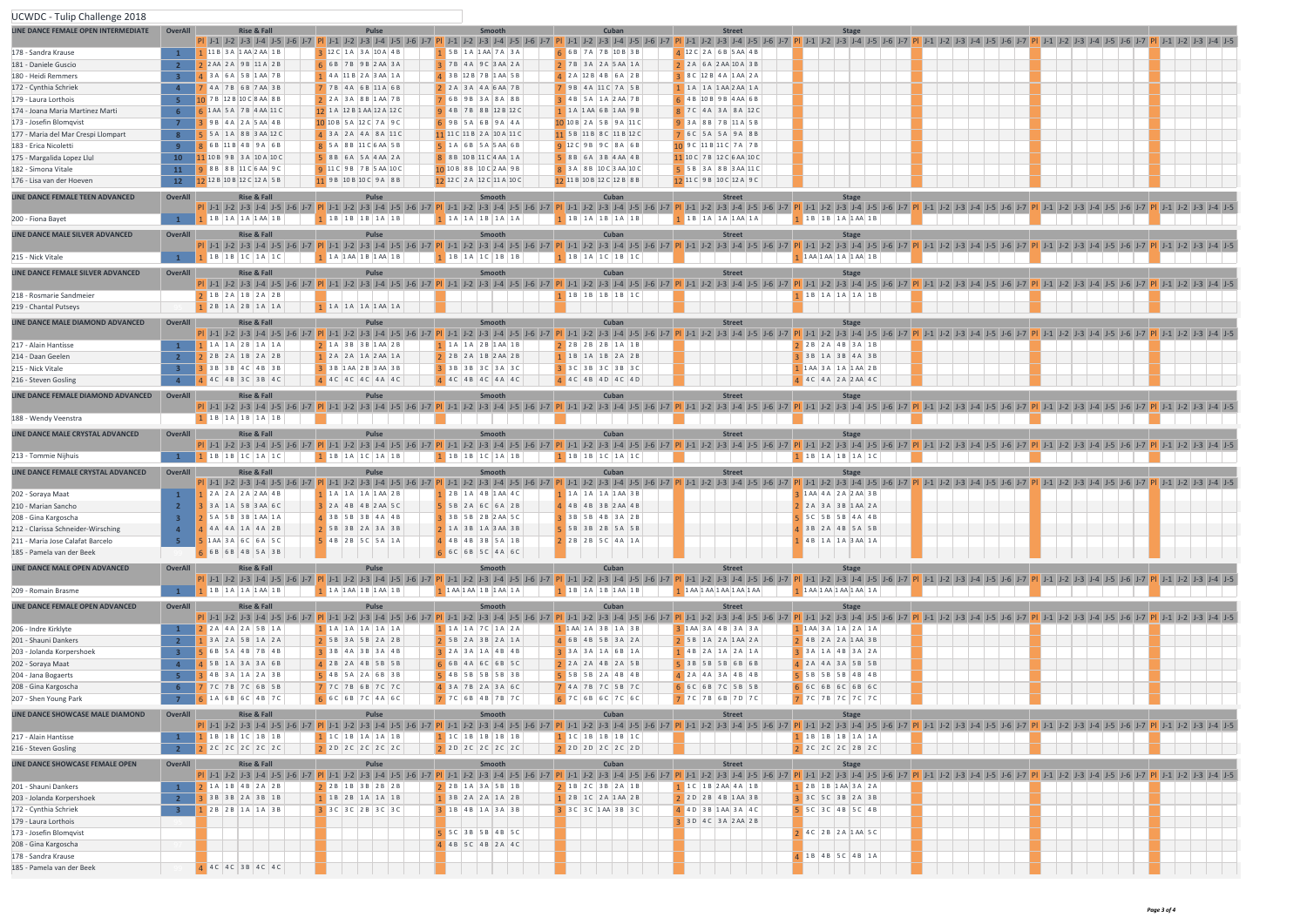# UCWDC - Tulip Challenge 2018

| LINE DANCE FEMALE OPEN INTERMEDIATE | OverAll | Rise & Fall | | | | | | Pulse | | | | | | Smooth | | | | | | Cuban | | | | | | Street | | | | | | Stage | | | | | |
|---|---|---|---|---|---|---|---|---|---|---|---|---|---|---|---|---|---|---|---|---|---|---|---|---|---|---|---|---|---|---|---|---|---|---|---|---|---|
| | | Pl | J-1 | J-2 | J-3 | J-4 | J-5 | Pl | J-1 | J-2 | J-3 | J-4 | J-5 | Pl | J-1 | J-2 | J-3 | J-4 | J-5 | Pl | J-1 | J-2 | J-3 | J-4 | J-5 | Pl | J-1 | J-2 | J-3 | J-4 | J-5 | Pl | J-1 | J-2 | J-3 | J-4 | J-5 |
| 178 - Sandra Krause | 1 | 1 | 11B | 3A | 1AA | 2AA | 1B | 3 | 12C | 1A | 3A | 10A | 4B | 1 | 5B | 1A | 1AA | 7A | 3A | 6 | 6B | 7A | 7B | 10B | 3B | 4 | 12C | 2A | 6B | 5AA | 4B | | | | | | |
| 181 - Daniele Guscio | 2 | 2 | 2AA | 2A | 9B | 11A | 2B | 6 | 6B | 7B | 9B | 2AA | 3A | 3 | 7B | 4A | 9C | 3AA | 2A | 2 | 7B | 3A | 2A | 5AA | 1A | 2 | 2A | 6A | 2AA | 10A | 3B | | | | | | |
| 180 - Heidi Remmers | 3 | 4 | 3A | 6A | 5B | 1AA | 7B | 1 | 4A | 11B | 2A | 3AA | 1A | 4 | 3B | 12B | 7B | 1AA | 5B | 4 | 2A | 12B | 4B | 6A | 2B | 3 | 8C | 12B | 4A | 1AA | 2A | | | | | | |
| 172 - Cynthia Schriek | 4 | 7 | 4A | 7B | 6B | 7AA | 3B | 7 | 7B | 4A | 6B | 11A | 6B | 2 | 2A | 3A | 4A | 6AA | 7B | 7 | 9B | 4A | 11C | 7A | 5B | 1 | 1A | 1A | 1AA | 2AA | 1A | | | | | | |
| 179 - Laura Lorthois | 5 | 10 | 7B | 12B | 10C | 8AA | 8B | 2 | 2A | 3A | 8B | 1AA | 7B | 7 | 6B | 9B | 3A | 8A | 8B | 3 | 4B | 5A | 1A | 2AA | 7B | 6 | 4B | 10B | 9B | 4AA | 6B | | | | | | |
| 174 - Joana Maria Martinez Marti | 6 | 6 | 1AA | 5A | 7B | 4AA | 11C | 12 | 1A | 12B | 1AA | 12A | 12C | 9 | 4B | 7B | 8B | 12B | 12C | 1 | 1A | 1AA | 6B | 1AA | 9B | 8 | 7C | 4A | 3A | 8A | 12C | | | | | | |
| 173 - Josefin Blomqvist | 7 | 3 | 9B | 4A | 2A | 5AA | 4B | 10 | 10B | 5A | 12C | 7A | 9C | 6 | 9B | 5A | 6B | 9A | 4A | 10 | 10B | 2A | 5B | 9A | 11C | 9 | 3A | 8B | 7B | 11A | 5B | | | | | | |
| 177 - Maria del Mar Crespi Llompart | 8 | 5 | 5A | 1A | 8B | 3AA | 12C | 4 | 3A | 2A | 4A | 8A | 11C | 11 | 11C | 11B | 2A | 10A | 11C | 11 | 5B | 11B | 8C | 11B | 12C | 7 | 6C | 5A | 5A | 9A | 8B | | | | | | |
| 183 - Erica Nicoletti | 9 | 8 | 6B | 11B | 4B | 9A | 6B | 8 | 5A | 8B | 11C | 6AA | 5B | 5 | 1A | 6B | 5A | 5AA | 6B | 9 | 12C | 9B | 9C | 8A | 6B | 10 | 9C | 11B | 11C | 7A | 7B | | | | | | |
| 175 - Margalida Lopez Llul | 10 | 11 | 10B | 9B | 3A | 10A | 10C | 5 | 8B | 6A | 5A | 4AA | 2A | 8 | 8B | 10B | 11C | 4AA | 1A | 5 | 8B | 6A | 3B | 4AA | 4B | 11 | 10C | 7B | 12C | 6AA | 10C | | | | | | |
| 182 - Simona Vitale | 11 | 9 | 8B | 8B | 11C | 6AA | 9C | 9 | 11C | 9B | 7B | 5AA | 10C | 10 | 10B | 8B | 10C | 2AA | 9B | 8 | 3A | 8B | 10C | 3AA | 10C | 5 | 5B | 3A | 8B | 3AA | 11C | | | | | | |
| 176 - Lisa van der Hoeven | 12 | 12 | 12B | 10B | 12C | 12A | 5B | 11 | 9B | 10B | 10C | 9A | 8B | 12 | 12C | 2A | 12C | 11A | 10C | 12 | 11B | 10B | 12C | 12B | 8B | 12 | 11C | 9B | 10C | 12A | 9C | | | | | | |

| LINE DANCE FEMALE TEEN ADVANCED | OverAll | Rise & Fall | | | | | | Pulse | | | | | | Smooth | | | | | | Cuban | | | | | | Street | | | | | | Stage | | | | | |
|---|---|---|---|---|---|---|---|---|---|---|---|---|---|---|---|---|---|---|---|---|---|---|---|---|---|---|---|---|---|---|---|---|---|---|---|---|---|
| | | Pl | J-1 | J-2 | J-3 | J-4 | J-5 | Pl | J-1 | J-2 | J-3 | J-4 | J-5 | Pl | J-1 | J-2 | J-3 | J-4 | J-5 | Pl | J-1 | J-2 | J-3 | J-4 | J-5 | Pl | J-1 | J-2 | J-3 | J-4 | J-5 | Pl | J-1 | J-2 | J-3 | J-4 | J-5 |
| 200 - Fiona Bayet | 1 | 1 | 1B | 1A | 1A | 1AA | 1B | 1 | 1B | 1B | 1B | 1A | 1B | 1 | 1A | 1A | 1B | 1A | 1A | 1 | 1B | 1A | 1B | 1A | 1B | 1 | 1B | 1A | 1A | 1AA | 1A | 1 | 1B | 1B | 1A | 1AA | 1B |

| LINE DANCE MALE SILVER ADVANCED | OverAll | Rise & Fall | | | | | | Pulse | | | | | | Smooth | | | | | | Cuban | | | | | | Street | | | | | | Stage | | | | | |
|---|---|---|---|---|---|---|---|---|---|---|---|---|---|---|---|---|---|---|---|---|---|---|---|---|---|---|---|---|---|---|---|---|---|---|---|---|---|
| | | Pl | J-1 | J-2 | J-3 | J-4 | J-5 | Pl | J-1 | J-2 | J-3 | J-4 | J-5 | Pl | J-1 | J-2 | J-3 | J-4 | J-5 | Pl | J-1 | J-2 | J-3 | J-4 | J-5 | Pl | J-1 | J-2 | J-3 | J-4 | J-5 | Pl | J-1 | J-2 | J-3 | J-4 | J-5 |
| 215 - Nick Vitale | 1 | 1 | 1B | 1B | 1C | 1A | 1C | 1 | 1A | 1AA | 1B | 1AA | 1B | 1 | 1B | 1A | 1C | 1B | 1B | 1 | 1B | 1A | 1C | 1B | 1C | | | | | | | 1 | 1AA | 1AA | 1A | 1AA | 1B |

| LINE DANCE FEMALE SILVER ADVANCED | OverAll | Rise & Fall | | | | | | Pulse | | | | | | Smooth | | | | | | Cuban | | | | | | Street | | | | | | Stage | | | | | |
|---|---|---|---|---|---|---|---|---|---|---|---|---|---|---|---|---|---|---|---|---|---|---|---|---|---|---|---|---|---|---|---|---|---|---|---|---|---|
| | | Pl | J-1 | J-2 | J-3 | J-4 | J-5 | Pl | J-1 | J-2 | J-3 | J-4 | J-5 | Pl | J-1 | J-2 | J-3 | J-4 | J-5 | Pl | J-1 | J-2 | J-3 | J-4 | J-5 | Pl | J-1 | J-2 | J-3 | J-4 | J-5 | Pl | J-1 | J-2 | J-3 | J-4 | J-5 |
| 218 - Rosmarie Sandmeier | | 2 | 1B | 2A | 1B | 2A | 2B | | | | | | | | | | | | | 1 | 1B | 1B | 1B | 1B | 1C | | | | | | | 1 | 1B | 1A | 1A | 1A | 1B |
| 219 - Chantal Putseys | | 1 | 2B | 1A | 2B | 1A | 1A | 1 | 1A | 1A | 1A | 1AA | 1A | | | | | | | | | | | | | | | | | | | | | | | | |

| LINE DANCE MALE DIAMOND ADVANCED | OverAll | Rise & Fall | | | | | | Pulse | | | | | | Smooth | | | | | | Cuban | | | | | | Street | | | | | | Stage | | | | | |
|---|---|---|---|---|---|---|---|---|---|---|---|---|---|---|---|---|---|---|---|---|---|---|---|---|---|---|---|---|---|---|---|---|---|---|---|---|---|
| | | Pl | J-1 | J-2 | J-3 | J-4 | J-5 | Pl | J-1 | J-2 | J-3 | J-4 | J-5 | Pl | J-1 | J-2 | J-3 | J-4 | J-5 | Pl | J-1 | J-2 | J-3 | J-4 | J-5 | Pl | J-1 | J-2 | J-3 | J-4 | J-5 | Pl | J-1 | J-2 | J-3 | J-4 | J-5 |
| 217 - Alain Hantisse | 1 | 1 | 1A | 1A | 2B | 1A | 1A | 2 | 1A | 3B | 3B | 1AA | 2B | 1 | 1A | 1A | 2B | 1AA | 1B | 2 | 2B | 2B | 2B | 1A | 1B | | | | | | | 2 | 2B | 2A | 4B | 3A | 1B |
| 214 - Daan Geelen | 2 | 2 | 2B | 2A | 1B | 2A | 2B | 1 | 2A | 2A | 1A | 2AA | 1A | 2 | 2B | 2A | 1B | 2AA | 2B | 1 | 1B | 1A | 1B | 2A | 2B | | | | | | | 3 | 3B | 1A | 3B | 4A | 3B |
| 215 - Nick Vitale | 3 | 3 | 3B | 3B | 4C | 4B | 3B | 3 | 3B | 1AA | 2B | 3AA | 3B | 3 | 3B | 3B | 3C | 3A | 3C | 3 | 3C | 3B | 3C | 3B | 3C | | | | | | | 1 | 1AA | 3A | 1A | 1AA | 2B |
| 216 - Steven Gosling | 4 | 4 | 4C | 4B | 3C | 3B | 4C | 4 | 4C | 4C | 4C | 4A | 4C | 4 | 4C | 4B | 4C | 4A | 4C | 4 | 4C | 4B | 4D | 4C | 4D | | | | | | | 4 | 4C | 4A | 2A | 2AA | 4C |

| LINE DANCE FEMALE DIAMOND ADVANCED | OverAll | Rise & Fall | | | | | | Pulse | | | | | | Smooth | | | | | | Cuban | | | | | | Street | | | | | | Stage | | | | | |
|---|---|---|---|---|---|---|---|---|---|---|---|---|---|---|---|---|---|---|---|---|---|---|---|---|---|---|---|---|---|---|---|---|---|---|---|---|---|
| | | Pl | J-1 | J-2 | J-3 | J-4 | J-5 | Pl | J-1 | J-2 | J-3 | J-4 | J-5 | Pl | J-1 | J-2 | J-3 | J-4 | J-5 | Pl | J-1 | J-2 | J-3 | J-4 | J-5 | Pl | J-1 | J-2 | J-3 | J-4 | J-5 | Pl | J-1 | J-2 | J-3 | J-4 | J-5 |
| 188 - Wendy Veenstra | | 1 | 1B | 1A | 1B | 1A | 1B | | | | | | | | | | | | | | | | | | | | | | | | | | | | | | |

| LINE DANCE MALE CRYSTAL ADVANCED | OverAll | Rise & Fall | | | | | | Pulse | | | | | | Smooth | | | | | | Cuban | | | | | | Street | | | | | | Stage | | | | | |
|---|---|---|---|---|---|---|---|---|---|---|---|---|---|---|---|---|---|---|---|---|---|---|---|---|---|---|---|---|---|---|---|---|---|---|---|---|---|
| | | Pl | J-1 | J-2 | J-3 | J-4 | J-5 | Pl | J-1 | J-2 | J-3 | J-4 | J-5 | Pl | J-1 | J-2 | J-3 | J-4 | J-5 | Pl | J-1 | J-2 | J-3 | J-4 | J-5 | Pl | J-1 | J-2 | J-3 | J-4 | J-5 | Pl | J-1 | J-2 | J-3 | J-4 | J-5 |
| 213 - Tommie Nijhuis | 1 | 1 | 1B | 1B | 1C | 1A | 1C | 1 | 1B | 1A | 1C | 1A | 1B | 1 | 1B | 1B | 1C | 1A | 1B | 1 | 1B | 1B | 1C | 1A | 1C | | | | | | | 1 | 1B | 1A | 1B | 1A | 1C |

| LINE DANCE FEMALE CRYSTAL ADVANCED | OverAll | Rise & Fall | | | | | | Pulse | | | | | | Smooth | | | | | | Cuban | | | | | | Street | | | | | | Stage | | | | | |
|---|---|---|---|---|---|---|---|---|---|---|---|---|---|---|---|---|---|---|---|---|---|---|---|---|---|---|---|---|---|---|---|---|---|---|---|---|---|
| | | Pl | J-1 | J-2 | J-3 | J-4 | J-5 | Pl | J-1 | J-2 | J-3 | J-4 | J-5 | Pl | J-1 | J-2 | J-3 | J-4 | J-5 | Pl | J-1 | J-2 | J-3 | J-4 | J-5 | Pl | J-1 | J-2 | J-3 | J-4 | J-5 | Pl | J-1 | J-2 | J-3 | J-4 | J-5 |
| 202 - Soraya Maat | 1 | 1 | 2A | 2A | 2A | 2AA | 4B | 1 | 1A | 1A | 1A | 1AA | 2B | 1 | 2B | 1A | 4B | 1AA | 4C | 1 | 1A | 1A | 1A | 1AA | 3B | | | | | | | 3 | 1AA | 4A | 2A | 2AA | 3B |
| 210 - Marian Sancho | 2 | 3 | 3A | 1A | 5B | 3AA | 6C | 3 | 2A | 4B | 4B | 2AA | 5C | 5 | 5B | 2A | 6C | 6A | 2B | 4 | 4B | 4B | 3B | 2AA | 4B | | | | | | | 2 | 2A | 3A | 3B | 1AA | 2A |
| 208 - Gina Kargoscha | 3 | 2 | 5A | 5B | 3B | 1AA | 1A | 4 | 3B | 5B | 3B | 4A | 4B | 3 | 3B | 5B | 2B | 2AA | 5C | 3 | 3B | 5B | 4B | 3A | 2B | | | | | | | 5 | 5C | 5B | 5B | 4A | 4B |
| 212 - Clarissa Schneider-Wirsching | 4 | 4 | 4A | 4A | 1A | 4A | 2B | 2 | 5B | 3B | 2A | 3A | 3B | 2 | 1A | 3B | 1A | 3AA | 3B | 5 | 5B | 3B | 2B | 5A | 5B | | | | | | | 4 | 3B | 2A | 4B | 5A | 5B |
| 211 - Maria Jose Calafat Barcelo | 5 | 5 | 1AA | 3A | 6C | 6A | 5C | 5 | 4B | 2B | 5C | 5A | 1A | 4 | 4B | 4B | 3B | 5A | 1B | 2 | 2B | 2B | 5C | 4A | 1A | | | | | | | 1 | 4B | 1A | 1A | 3AA | 1A |
| 185 - Pamela van der Beek | | 6 | 6B | 6B | 4B | 5A | 3B | | | | | | | 6 | 6C | 6B | 5C | 4A | 6C | | | | | | | | | | | | | | | | | | |

| LINE DANCE MALE OPEN ADVANCED | OverAll | Rise & Fall | | | | | | Pulse | | | | | | Smooth | | | | | | Cuban | | | | | | Street | | | | | | Stage | | | | | |
|---|---|---|---|---|---|---|---|---|---|---|---|---|---|---|---|---|---|---|---|---|---|---|---|---|---|---|---|---|---|---|---|---|---|---|---|---|---|
| | | Pl | J-1 | J-2 | J-3 | J-4 | J-5 | Pl | J-1 | J-2 | J-3 | J-4 | J-5 | Pl | J-1 | J-2 | J-3 | J-4 | J-5 | Pl | J-1 | J-2 | J-3 | J-4 | J-5 | Pl | J-1 | J-2 | J-3 | J-4 | J-5 | Pl | J-1 | J-2 | J-3 | J-4 | J-5 |
| 209 - Romain Brasme | 1 | 1 | 1B | 1A | 1A | 1AA | 1B | 1 | 1A | 1AA | 1B | 1AA | 1B | 1 | 1AA | 1AA | 1B | 1AA | 1A | 1 | 1B | 1A | 1B | 1AA | 1B | 1 | 1AA | 1AA | 1AA | 1AA | 1AA | 1 | 1AA | 1AA | 1AA | 1AA | 1A |

| LINE DANCE FEMALE OPEN ADVANCED | OverAll | Rise & Fall | | | | | | Pulse | | | | | | Smooth | | | | | | Cuban | | | | | | Street | | | | | | Stage | | | | | |
|---|---|---|---|---|---|---|---|---|---|---|---|---|---|---|---|---|---|---|---|---|---|---|---|---|---|---|---|---|---|---|---|---|---|---|---|---|---|
| | | Pl | J-1 | J-2 | J-3 | J-4 | J-5 | Pl | J-1 | J-2 | J-3 | J-4 | J-5 | Pl | J-1 | J-2 | J-3 | J-4 | J-5 | Pl | J-1 | J-2 | J-3 | J-4 | J-5 | Pl | J-1 | J-2 | J-3 | J-4 | J-5 | Pl | J-1 | J-2 | J-3 | J-4 | J-5 |
| 206 - Indre Kirklyte | 1 | 2 | 2A | 4A | 2A | 5B | 1A | 1 | 1A | 1A | 1A | 1A | 1A | 1 | 1A | 1A | 7C | 1A | 2A | 1 | 1AA | 1A | 3B | 1A | 3B | 3 | 1AA | 3A | 4B | 3A | 3A | 1 | 1AA | 3A | 1A | 2A | 1A |
| 201 - Shauni Dankers | 2 | 1 | 3A | 2A | 5B | 1A | 2A | 2 | 5B | 3A | 5B | 2A | 2B | 2 | 5B | 2A | 3B | 2A | 1A | 4 | 6B | 4B | 5B | 3A | 2A | 2 | 5B | 1A | 2A | 1AA | 2A | 2 | 4B | 2A | 2A | 1AA | 3B |
| 203 - Jolanda Korpershoek | 3 | 5 | 6B | 5A | 4B | 7B | 4B | 3 | 3B | 4A | 3B | 3A | 4B | 3 | 2A | 3A | 1A | 4B | 4B | 3 | 3A | 3A | 1A | 6B | 1A | 1 | 4B | 2A | 1A | 2A | 1A | 3 | 3A | 1A | 4B | 3A | 2A |
| 202 - Soraya Maat | 4 | 4 | 5B | 1A | 3A | 3A | 6B | 4 | 2B | 2A | 4B | 5B | 5B | 6 | 6B | 4A | 6C | 6B | 5C | 2 | 2A | 2A | 4B | 2A | 5B | 5 | 3B | 5B | 5B | 6B | 6B | 4 | 2A | 4A | 3A | 5B | 5B |
| 204 - Jana Bogaerts | 5 | 3 | 4B | 3A | 1A | 2A | 3B | 5 | 4B | 5A | 2A | 6B | 3B | 5 | 4B | 5B | 5B | 5B | 3B | 5 | 5B | 5B | 2A | 4B | 4B | 4 | 2A | 4A | 3A | 4B | 4B | 5 | 5B | 5B | 5B | 4B | 4B |
| 208 - Gina Kargoscha | 6 | 7 | 7C | 7B | 7C | 6B | 5B | 7 | 7C | 7B | 6B | 7C | 7C | 4 | 3A | 7B | 2A | 3A | 6C | 7 | 4A | 7B | 7C | 5B | 7C | 6 | 6C | 6B | 7C | 5B | 5B | 6 | 6C | 6B | 6C | 6B | 6C |
| 207 - Shen Young Park | 7 | 6 | 1A | 6B | 6C | 4B | 7C | 6 | 6C | 6B | 7C | 4A | 6C | 7 | 7C | 6B | 4B | 7B | 7C | 6 | 7C | 6B | 6C | 7C | 6C | 7 | 7C | 7B | 6B | 7D | 7C | 7 | 7C | 7B | 7C | 7C | 7C |

| LINE DANCE SHOWCASE MALE DIAMOND | OverAll | Rise & Fall | | | | | | Pulse | | | | | | Smooth | | | | | | Cuban | | | | | | Street | | | | | | Stage | | | | | |
|---|---|---|---|---|---|---|---|---|---|---|---|---|---|---|---|---|---|---|---|---|---|---|---|---|---|---|---|---|---|---|---|---|---|---|---|---|---|
| | | Pl | J-1 | J-2 | J-3 | J-4 | J-5 | Pl | J-1 | J-2 | J-3 | J-4 | J-5 | Pl | J-1 | J-2 | J-3 | J-4 | J-5 | Pl | J-1 | J-2 | J-3 | J-4 | J-5 | Pl | J-1 | J-2 | J-3 | J-4 | J-5 | Pl | J-1 | J-2 | J-3 | J-4 | J-5 |
| 217 - Alain Hantisse | 1 | 1 | 1B | 1B | 1C | 1B | 1B | 1 | 1C | 1B | 1A | 1A | 1B | 1 | 1C | 1B | 1B | 1B | 1B | 1 | 1C | 1B | 1B | 1B | 1C | | | | | | | 1 | 1B | 1B | 1B | 1A | 1A |
| 216 - Steven Gosling | 2 | 2 | 2C | 2C | 2C | 2C | 2C | 2 | 2D | 2C | 2C | 2C | 2C | 2 | 2D | 2C | 2C | 2C | 2C | 2 | 2D | 2D | 2C | 2C | 2D | | | | | | | 2 | 2C | 2C | 2C | 2B | 2C |

| LINE DANCE SHOWCASE FEMALE OPEN | OverAll | Rise & Fall | | | | | | Pulse | | | | | | Smooth | | | | | | Cuban | | | | | | Street | | | | | | Stage | | | | | |
|---|---|---|---|---|---|---|---|---|---|---|---|---|---|---|---|---|---|---|---|---|---|---|---|---|---|---|---|---|---|---|---|---|---|---|---|---|---|
| | | Pl | J-1 | J-2 | J-3 | J-4 | J-5 | Pl | J-1 | J-2 | J-3 | J-4 | J-5 | Pl | J-1 | J-2 | J-3 | J-4 | J-5 | Pl | J-1 | J-2 | J-3 | J-4 | J-5 | Pl | J-1 | J-2 | J-3 | J-4 | J-5 | Pl | J-1 | J-2 | J-3 | J-4 | J-5 |
| 201 - Shauni Dankers | 1 | 2 | 1A | 1B | 4B | 2A | 2B | 2 | 2B | 1B | 3B | 2B | 2B | 2 | 2B | 1A | 3A | 5B | 1B | 2 | 1B | 2C | 3B | 2A | 1B | 1 | 1C | 1B | 2AA | 4A | 1B | 1 | 2B | 1B | 2AA | 3A | 2A |
| 203 - Jolanda Korpershoek | 2 | 3 | 3B | 3B | 2A | 3B | 1B | 1 | 1B | 2B | 1A | 1A | 1B | 1 | 3B | 2A | 2A | 1A | 2B | 1 | 2B | 1C | 2A | 1AA | 2B | 2 | 2D | 2B | 4B | 1AA | 3B | 3 | 3C | 5C | 3B | 2A | 3B |
| 172 - Cynthia Schriek | 3 | 1 | 2B | 2B | 1A | 1A | 3B | 3 | 3C | 3C | 2B | 3C | 3C | 3 | 1B | 4B | 1A | 3A | 3B | 3 | 3C | 3C | 1AA | 3B | 3C | 4 | 4D | 3B | 1AA | 3A | 4C | 5 | 5C | 3C | 4B | 5C | 4B |
| 179 - Laura Lorthois | | | | | | | | | | | | | | | | | | | | | | | | | | 3 | 3D | 4C | 3A | 2AA | 2B | | | | | | |
| 173 - Josefin Blomqvist | | | | | | | | | | | | | | 5 | 5C | 3B | 5B | 4B | 5C | | | | | | | | | | | | | 2 | 4C | 2B | 2A | 1AA | 5C |
| 208 - Gina Kargoscha | | | | | | | | | | | | | | 4 | 4B | 5C | 4B | 2A | 4C | | | | | | | | | | | | | | | | | | |
| 178 - Sandra Krause | | | | | | | | | | | | | | | | | | | | | | | | | | | | | | | | 4 | 1B | 4B | 5C | 4B | 1A |
| 185 - Pamela van der Beek | | 4 | 4C | 4C | 3B | 4C | 4C | | | | | | | | | | | | | | | | | | | | | | | | | | | | | | |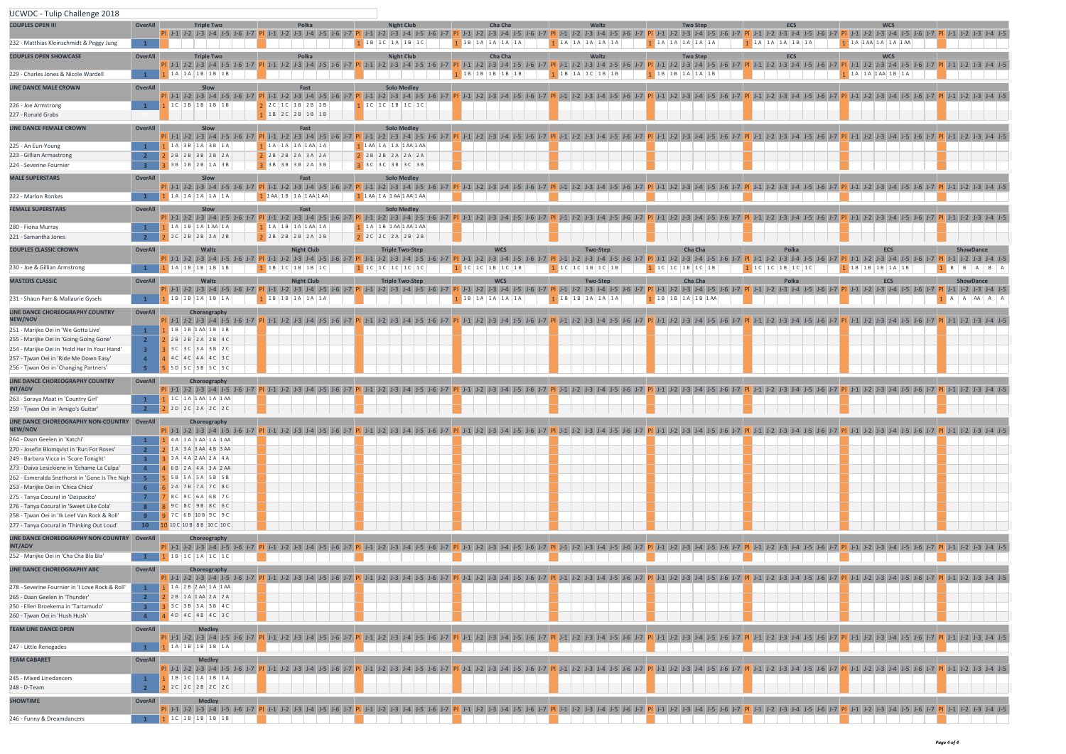# UCWDC - Tulip Challenge 2018

## COUPLES OPEN III

| Entry | OverAll | Triple Two (Pl: J-1 J-2 J-3 J-4 J-5) | Polka (Pl: J-1 J-2 J-3 J-4 J-5) | Night Club (Pl: J-1 J-2 J-3 J-4 J-5) | Cha Cha (Pl: J-1 J-2 J-3 J-4 J-5) | Waltz (Pl: J-1 J-2 J-3 J-4 J-5) | Two Step (Pl: J-1 J-2 J-3 J-4 J-5) | ECS (Pl: J-1 J-2 J-3 J-4 J-5) | WCS (Pl: J-1 J-2 J-3 J-4 J-5) |
|---|---|---|---|---|---|---|---|---|---|
| 232 - Matthias Kleinschmidt & Peggy Jung | 1 | | | 1: 1B 1C 1A 1B 1C | 1: 1B 1A 1A 1A 1A | 1: 1A 1A 1A 1A 1A | 1: 1A 1A 1A 1A 1A | 1: 1A 1A 1A 1B 1A | 1: 1A 1AA 1A 1A 1AA |

## COUPLES OPEN SHOWCASE

| Entry | OverAll | Triple Two (Pl: J-1 J-2 J-3 J-4 J-5) | Polka (Pl: J-1 J-2 J-3 J-4 J-5) | Night Club (Pl: J-1 J-2 J-3 J-4 J-5) | Cha Cha (Pl: J-1 J-2 J-3 J-4 J-5) | Waltz (Pl: J-1 J-2 J-3 J-4 J-5) | Two Step (Pl: J-1 J-2 J-3 J-4 J-5) | ECS (Pl: J-1 J-2 J-3 J-4 J-5) | WCS (Pl: J-1 J-2 J-3 J-4 J-5) |
|---|---|---|---|---|---|---|---|---|---|
| 229 - Charles Jones & Nicole Wardell | 1 | 1: 1A 1A 1B 1B 1B | | | 1: 1B 1B 1B 1B 1B | 1: 1B 1A 1C 1B 1B | 1: 1B 1B 1A 1A 1B | | 1: 1A 1A 1AA 1B 1A |

## LINE DANCE MALE CROWN

| Entry | OverAll | Slow (Pl: J-1 J-2 J-3 J-4 J-5) | Fast (Pl: J-1 J-2 J-3 J-4 J-5) | Solo Medley (Pl: J-1 J-2 J-3 J-4 J-5) |
|---|---|---|---|---|
| 226 - Joe Armstrong | 1 | 1: 1C 1B 1B 1B 1B | 2: 2C 1C 1B 2B 2B | 1: 1C 1C 1B 1C 1C |
| 227 - Ronald Grabs | | | 1: 1B 2C 2B 1B 1B | |

## LINE DANCE FEMALE CROWN

| Entry | OverAll | Slow (Pl: J-1 J-2 J-3 J-4 J-5) | Fast (Pl: J-1 J-2 J-3 J-4 J-5) | Solo Medley (Pl: J-1 J-2 J-3 J-4 J-5) |
|---|---|---|---|---|
| 225 - An Eun-Young | 1 | 1: 1A 3B 1A 3B 1A | 1: 1A 1A 1A 1AA 1A | 1: 1AA 1A 1A 1AA 1AA |
| 223 - Gillian Armstrong | 2 | 2: 2B 2B 3B 2B 2A | 2: 2B 2B 2A 3A 2A | 2: 2B 2B 2A 2A 2A |
| 224 - Severine Fournier | 3 | 3: 3B 1B 2B 1A 3B | 3: 3B 3B 3B 2A 3B | 3: 3C 3C 3B 3C 3B |

## MALE SUPERSTARS

| Entry | OverAll | Slow (Pl: J-1 J-2 J-3 J-4 J-5) | Fast (Pl: J-1 J-2 J-3 J-4 J-5) | Solo Medley (Pl: J-1 J-2 J-3 J-4 J-5) |
|---|---|---|---|---|
| 222 - Marlon Ronkes | 1 | 1: 1A 1A 1A 1A 1A | 1: 1AA 1B 1A 1AA 1AA | 1: 1AA 1A 1AA 1AA 1AA |

## FEMALE SUPERSTARS

| Entry | OverAll | Slow (Pl: J-1 J-2 J-3 J-4 J-5) | Fast (Pl: J-1 J-2 J-3 J-4 J-5) | Solo Medley (Pl: J-1 J-2 J-3 J-4 J-5) |
|---|---|---|---|---|
| 280 - Fiona Murray | 1 | 1: 1A 1B 1A 1AA 1A | 1: 1A 1B 1A 1AA 1A | 1: 1A 1B 1AA 1AA 1AA |
| 221 - Samantha Jones | 2 | 2: 2C 2B 2B 2A 2B | 2: 2B 2B 2B 2A 2B | 2: 2C 2C 2A 2B 2B |

## COUPLES CLASSIC CROWN

| Entry | OverAll | Waltz (Pl: J-1 J-2 J-3 J-4 J-5) | Night Club (Pl: J-1 J-2 J-3 J-4 J-5) | Triple Two-Step (Pl: J-1 J-2 J-3 J-4 J-5) | WCS (Pl: J-1 J-2 J-3 J-4 J-5) | Two-Step (Pl: J-1 J-2 J-3 J-4 J-5) | Cha Cha (Pl: J-1 J-2 J-3 J-4 J-5) | Polka (Pl: J-1 J-2 J-3 J-4 J-5) | ECS (Pl: J-1 J-2 J-3 J-4 J-5) | ShowDance (Pl: J-1 J-2 J-3 J-4 J-5) |
|---|---|---|---|---|---|---|---|---|---|---|
| 230 - Joe & Gillian Armstrong | 1 | 1: 1A 1B 1B 1B 1B | 1: 1B 1C 1B 1B 1C | 1: 1C 1C 1C 1C 1C | 1: 1C 1C 1B 1C 1B | 1: 1C 1C 1B 1C 1B | 1: 1C 1C 1B 1C 1B | 1: 1C 1C 1B 1C 1C | 1: 1B 1B 1B 1A 1B | 1: B B A B A |

## MASTERS CLASSIC

| Entry | OverAll | Waltz (Pl: J-1 J-2 J-3 J-4 J-5) | Night Club (Pl: J-1 J-2 J-3 J-4 J-5) | Triple Two-Step (Pl: J-1 J-2 J-3 J-4 J-5) | WCS (Pl: J-1 J-2 J-3 J-4 J-5) | Two-Step (Pl: J-1 J-2 J-3 J-4 J-5) | Cha Cha (Pl: J-1 J-2 J-3 J-4 J-5) | Polka (Pl: J-1 J-2 J-3 J-4 J-5) | ECS (Pl: J-1 J-2 J-3 J-4 J-5) | ShowDance (Pl: J-1 J-2 J-3 J-4 J-5) |
|---|---|---|---|---|---|---|---|---|---|---|
| 231 - Shaun Parr & Mallaurie Gysels | 1 | 1: 1B 1B 1A 1B 1A | 1: 1B 1B 1A 1A 1A | | 1: 1B 1A 1A 1A 1A | 1: 1B 1B 1A 1A 1A | 1: 1B 1B 1A 1B 1AA | | | 1: A A AA A A |

## LINE DANCE CHOREOGRAPHY COUNTRY NEW/NOV

| Entry | OverAll | Choreography (Pl: J-1 J-2 J-3 J-4 J-5) |
|---|---|---|
| 251 - Marijke Oei in 'We Gotta Live' | 1 | 1: 1B 1B 1AA 1B 1B |
| 254 - Marijke Oei in 'Going Going Gone' | 2 | 2: 2B 2B 2A 2B 4C |
| 255 - Marijke Oei in 'Hold Her In Your Hand' | 3 | 3: 3C 3C 3A 3B 2C |
| 257 - Tjwan Oei in 'Ride Me Down Easy' | 4 | 4: 4C 4C 4A 4C 3C |
| 256 - Tjwan Oei in 'Changing Partners' | 5 | 5: 5D 5C 5B 5C 5C |

## LINE DANCE CHOREOGRAPHY COUNTRY INT/ADV

| Entry | OverAll | Choreography (Pl: J-1 J-2 J-3 J-4 J-5) |
|---|---|---|
| 263 - Soraya Maat in 'Country Girl' | 1 | 1: 1C 1A 1AA 1A 1AA |
| 259 - Tjwan Oei in 'Amigo's Guitar' | 2 | 2: 2D 2C 2A 2C 2C |

## LINE DANCE CHOREOGRAPHY NON-COUNTRY NEW/NOV

| Entry | OverAll | Choreography (Pl: J-1 J-2 J-3 J-4 J-5) |
|---|---|---|
| 264 - Daan Geelen in 'Katchi' | 1 | 1: 4A 1A 1AA 1A 1AA |
| 270 - Josefin Blomqvist in 'Run For Roses' | 2 | 2: 1A 3A 3AA 4B 3AA |
| 249 - Barbara Vicca in 'Score Tonight' | 3 | 3: 3A 4A 2AA 2A 4A |
| 273 - Daiva Lesickiene in 'Echame La Culpa' | 4 | 4: 6B 2A 4A 3A 2AA |
| 262 - Esmeralda Snethorst in 'Gone Is The Nigh | 5 | 5: 5B 5A 5A 5B 5B |
| 253 - Marijke Oei in 'Chica Chica' | 6 | 6: 2A 7B 7A 7C 8C |
| 275 - Tanya Cocural in 'Despacito' | 7 | 7: 8C 9C 6A 6B 7C |
| 276 - Tanya Cocural in 'Sweet Like Cola' | 8 | 8: 9C 8C 9B 8C 6C |
| 258 - Tjwan Oei in 'Ik Leef Van Rock & Roll' | 9 | 9: 7C 6B 10B 9C 9C |
| 277 - Tanya Cocural in 'Thinking Out Loud' | 10 | 10: 10C 10B 8B 10C 10C |

## LINE DANCE CHOREOGRAPHY NON-COUNTRY INT/ADV

| Entry | OverAll | Choreography (Pl: J-1 J-2 J-3 J-4 J-5) |
|---|---|---|
| 252 - Marijke Oei in 'Cha Cha Bla Bla' | 1 | 1: 1B 1C 1A 1C 1C |

## LINE DANCE CHOREOGRAPHY ABC

| Entry | OverAll | Choreography (Pl: J-1 J-2 J-3 J-4 J-5) |
|---|---|---|
| 278 - Severine Fournier in 'I Love Rock & Roll' | 1 | 1: 1A 2B 2AA 1A 1AA |
| 265 - Daan Geelen in 'Thunder' | 2 | 2: 2B 1A 1AA 2A 2A |
| 250 - Ellen Broekema in 'Tartamudo' | 3 | 3: 3C 3B 3A 3B 4C |
| 260 - Tjwan Oei in 'Hush Hush' | 4 | 4: 4D 4C 4B 4C 3C |

## TEAM LINE DANCE OPEN

| Entry | OverAll | Medley (Pl: J-1 J-2 J-3 J-4 J-5) |
|---|---|---|
| 247 - Little Renegades | 1 | 1: 1A 1B 1B 1B 1A |

## TEAM CABARET

| Entry | OverAll | Medley (Pl: J-1 J-2 J-3 J-4 J-5) |
|---|---|---|
| 245 - Mixed Linedancers | 1 | 1: 1B 1C 1A 1B 1A |
| 248 - D-Team | 2 | 2: 2C 2C 2B 2C 2C |

## SHOWTIME

| Entry | OverAll | Medley (Pl: J-1 J-2 J-3 J-4 J-5) |
|---|---|---|
| 246 - Funny & Dreamdancers | 1 | 1: 1C 1B 1B 1B 1B |